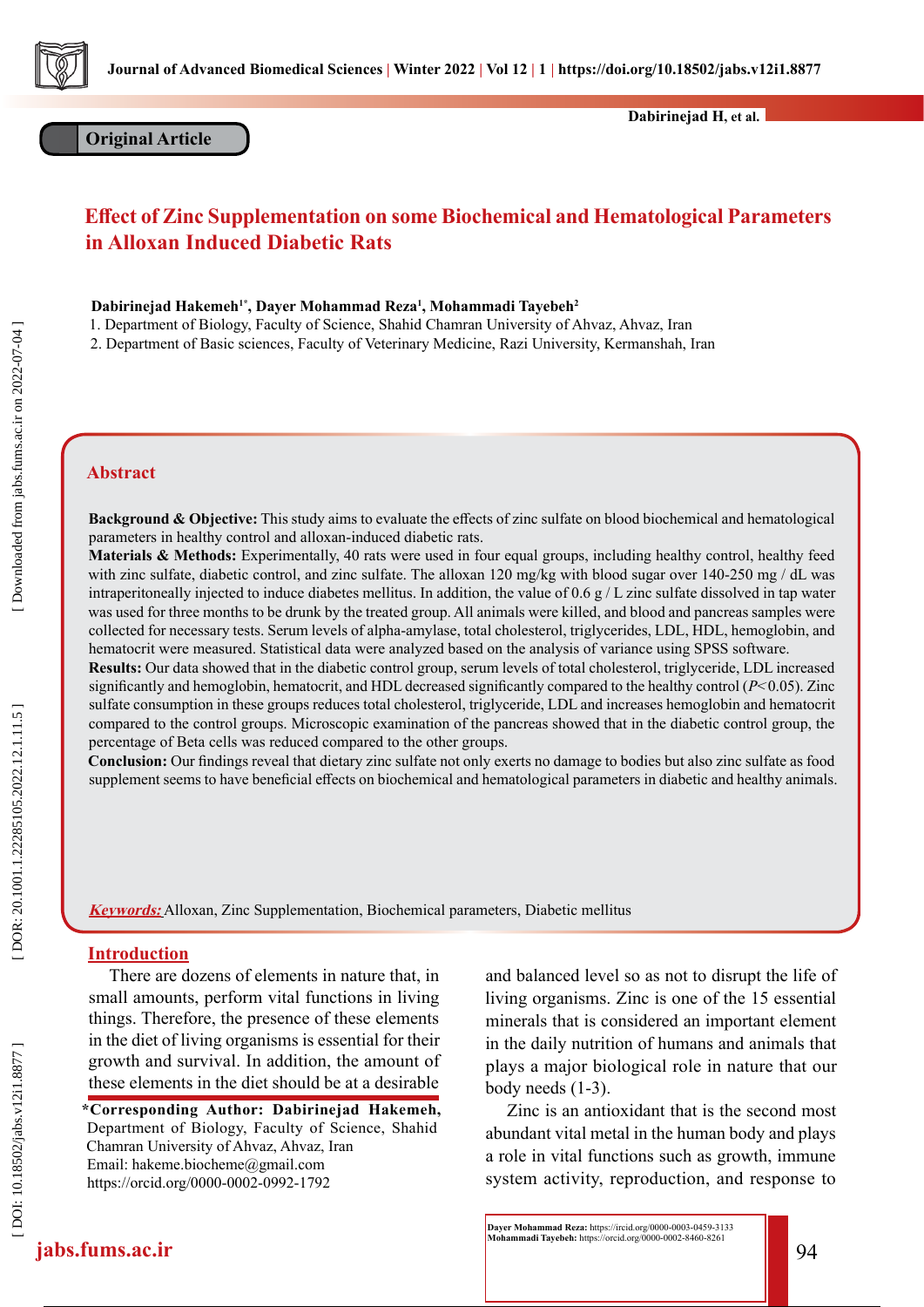Original Article

# Effect of Zinc Supplementation on some Biochemical and Hematological Parameters in Alloxan Induced Diabetic Rats

**Dabirinejad Hakemeh[1*], Dayer Mohammad Reza[1], Mohammadi Tayebeh[2]**

1. Department of Biology, Faculty of Science, Shahid Chamran University of Ahvaz, Ahvaz, Iran
2. Department of Basic sciences, Faculty of Veterinary Medicine, Razi University, Kermanshah, Iran

## Abstract

**Background & Objective:** This study aims to evaluate the effects of zinc sulfate on blood biochemical and hematological parameters in healthy control and alloxan-induced diabetic rats.

**Materials & Methods:** Experimentally, 40 rats were used in four equal groups, including healthy control, healthy feed with zinc sulfate, diabetic control, and zinc sulfate. The alloxan 120 mg/kg with blood sugar over 140-250 mg / dL was intraperitoneally injected to induce diabetes mellitus. In addition, the value of 0.6 g / L zinc sulfate dissolved in tap water was used for three months to be drunk by the treated group. All animals were killed, and blood and pancreas samples were collected for necessary tests. Serum levels of alpha-amylase, total cholesterol, triglycerides, LDL, HDL, hemoglobin, and hematocrit were measured. Statistical data were analyzed based on the analysis of variance using SPSS software.

**Results:** Our data showed that in the diabetic control group, serum levels of total cholesterol, triglyceride, LDL increased significantly and hemoglobin, hematocrit, and HDL decreased significantly compared to the healthy control ($P<0.05$). Zinc sulfate consumption in these groups reduces total cholesterol, triglyceride, LDL and increases hemoglobin and hematocrit compared to the control groups. Microscopic examination of the pancreas showed that in the diabetic control group, the percentage of Beta cells was reduced compared to the other groups.

**Conclusion:** Our findings reveal that dietary zinc sulfate not only exerts no damage to bodies but also zinc sulfate as food supplement seems to have beneficial effects on biochemical and hematological parameters in diabetic and healthy animals.

***Keywords:*** Alloxan, Zinc Supplementation, Biochemical parameters, Diabetic mellitus

## Introduction

There are dozens of elements in nature that, in small amounts, perform vital functions in living things. Therefore, the presence of these elements in the diet of living organisms is essential for their growth and survival. In addition, the amount of these elements in the diet should be at a desirable and balanced level so as not to disrupt the life of living organisms. Zinc is one of the 15 essential minerals that is considered an important element in the daily nutrition of humans and animals that plays a major biological role in nature that our body needs (1-3).

Zinc is an antioxidant that is the second most abundant vital metal in the human body and plays a role in vital functions such as growth, immune system activity, reproduction, and response to

*Corresponding Author: Dabirinejad Hakemeh, Department of Biology, Faculty of Science, Shahid Chamran University of Ahvaz, Ahvaz, Iran
Email: hakeme.biocheme@gmail.com
https://orcid.org/0000-0002-0992-1792

Dayer Mohammad Reza: https://ircid.org/0000-0003-0459-3133
Mohammadi Tayebeh: https://orcid.org/0000-0002-8460-8261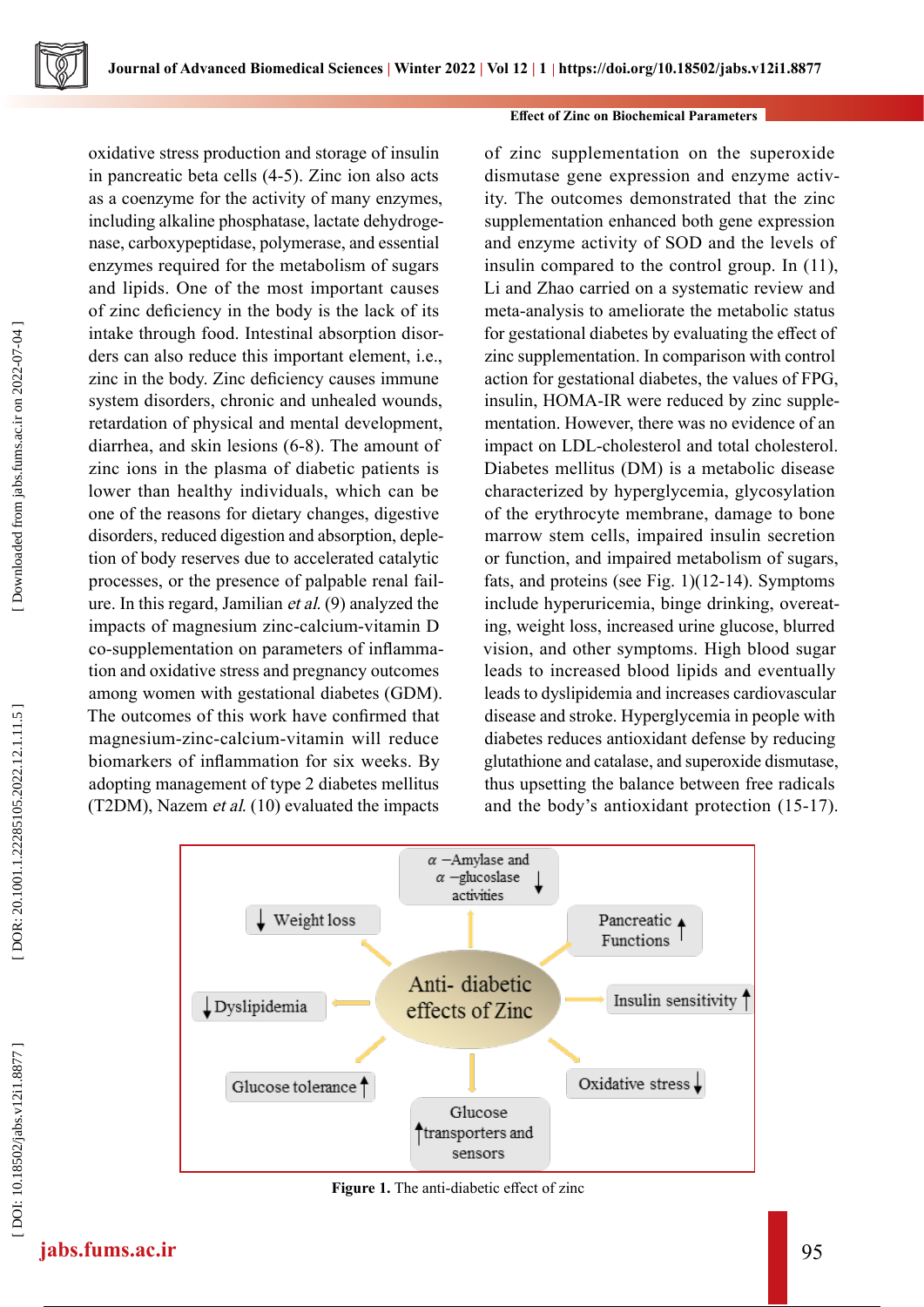oxidative stress production and storage of insulin in pancreatic beta cells (4-5). Zinc ion also acts as a coenzyme for the activity of many enzymes, including alkaline phosphatase, lactate dehydrogenase, carboxypeptidase, polymerase, and essential enzymes required for the metabolism of sugars and lipids. One of the most important causes of zinc deficiency in the body is the lack of its intake through food. Intestinal absorption disorders can also reduce this important element, i.e., zinc in the body. Zinc deficiency causes immune system disorders, chronic and unhealed wounds, retardation of physical and mental development, diarrhea, and skin lesions (6-8). The amount of zinc ions in the plasma of diabetic patients is lower than healthy individuals, which can be one of the reasons for dietary changes, digestive disorders, reduced digestion and absorption, depletion of body reserves due to accelerated catalytic processes, or the presence of palpable renal failure. In this regard, Jamilian *et al.* (9) analyzed the impacts of magnesium zinc-calcium-vitamin D co-supplementation on parameters of inflammation and oxidative stress and pregnancy outcomes among women with gestational diabetes (GDM). The outcomes of this work have confirmed that magnesium-zinc-calcium-vitamin will reduce biomarkers of inflammation for six weeks. By adopting management of type 2 diabetes mellitus (T2DM), Nazem *et al.* (10) evaluated the impacts of zinc supplementation on the superoxide dismutase gene expression and enzyme activity. The outcomes demonstrated that the zinc supplementation enhanced both gene expression and enzyme activity of SOD and the levels of insulin compared to the control group. In (11), Li and Zhao carried on a systematic review and meta-analysis to ameliorate the metabolic status for gestational diabetes by evaluating the effect of zinc supplementation. In comparison with control action for gestational diabetes, the values of FPG, insulin, HOMA-IR were reduced by zinc supplementation. However, there was no evidence of an impact on LDL-cholesterol and total cholesterol. Diabetes mellitus (DM) is a metabolic disease characterized by hyperglycemia, glycosylation of the erythrocyte membrane, damage to bone marrow stem cells, impaired insulin secretion or function, and impaired metabolism of sugars, fats, and proteins (see Fig. 1)(12-14). Symptoms include hyperuricemia, binge drinking, overeating, weight loss, increased urine glucose, blurred vision, and other symptoms. High blood sugar leads to increased blood lipids and eventually leads to dyslipidemia and increases cardiovascular disease and stroke. Hyperglycemia in people with diabetes reduces antioxidant defense by reducing glutathione and catalase, and superoxide dismutase, thus upsetting the balance between free radicals and the body's antioxidant protection (15-17).

**Figure 1.** The anti-diabetic effect of zinc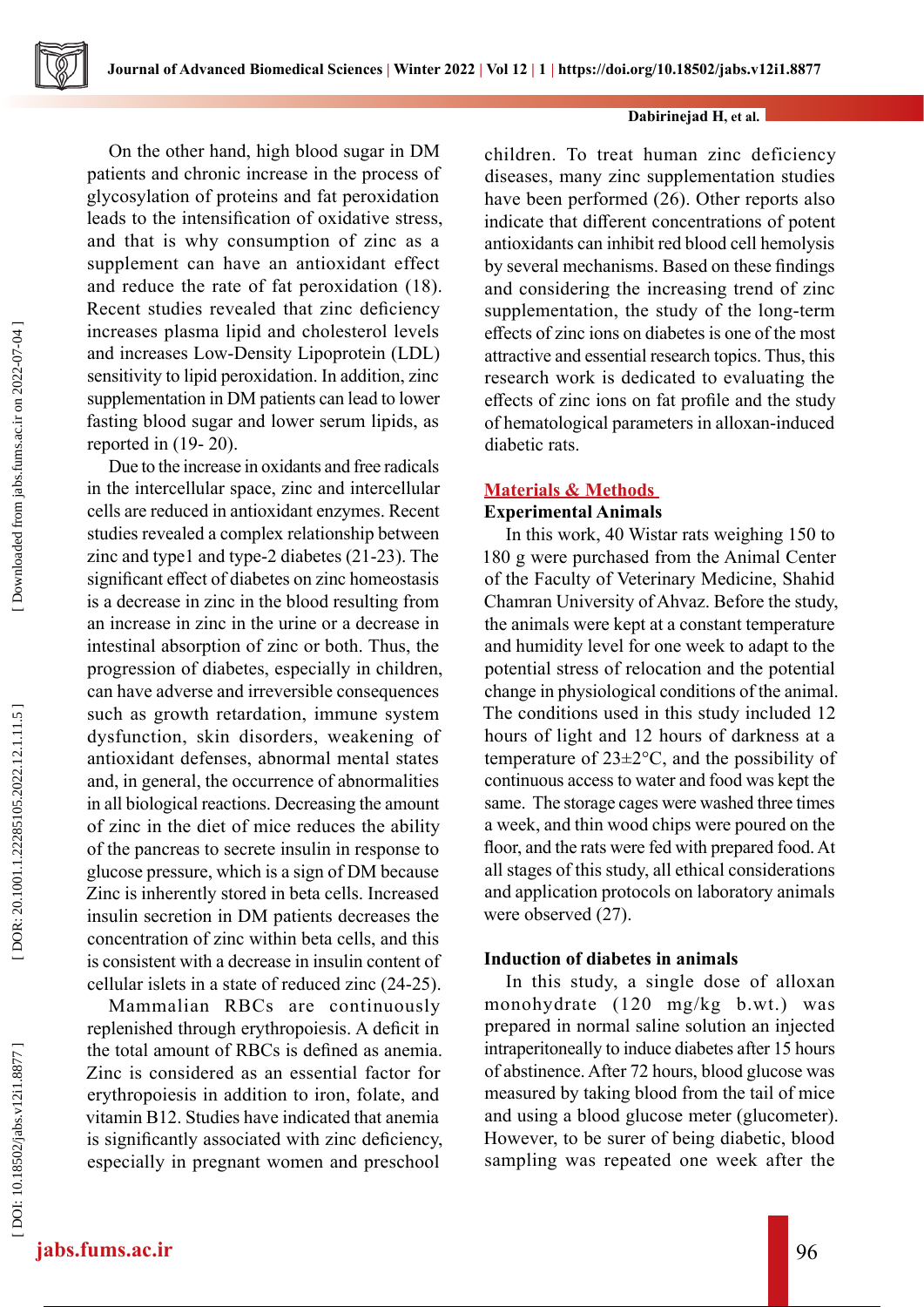On the other hand, high blood sugar in DM patients and chronic increase in the process of glycosylation of proteins and fat peroxidation leads to the intensification of oxidative stress, and that is why consumption of zinc as a supplement can have an antioxidant effect and reduce the rate of fat peroxidation (18). Recent studies revealed that zinc deficiency increases plasma lipid and cholesterol levels and increases Low-Density Lipoprotein (LDL) sensitivity to lipid peroxidation. In addition, zinc supplementation in DM patients can lead to lower fasting blood sugar and lower serum lipids, as reported in (19- 20).

Due to the increase in oxidants and free radicals in the intercellular space, zinc and intercellular cells are reduced in antioxidant enzymes. Recent studies revealed a complex relationship between zinc and type1 and type-2 diabetes (21-23). The significant effect of diabetes on zinc homeostasis is a decrease in zinc in the blood resulting from an increase in zinc in the urine or a decrease in intestinal absorption of zinc or both. Thus, the progression of diabetes, especially in children, can have adverse and irreversible consequences such as growth retardation, immune system dysfunction, skin disorders, weakening of antioxidant defenses, abnormal mental states and, in general, the occurrence of abnormalities in all biological reactions. Decreasing the amount of zinc in the diet of mice reduces the ability of the pancreas to secrete insulin in response to glucose pressure, which is a sign of DM because Zinc is inherently stored in beta cells. Increased insulin secretion in DM patients decreases the concentration of zinc within beta cells, and this is consistent with a decrease in insulin content of cellular islets in a state of reduced zinc (24-25).

Mammalian RBCs are continuously replenished through erythropoiesis. A deficit in the total amount of RBCs is defined as anemia. Zinc is considered as an essential factor for erythropoiesis in addition to iron, folate, and vitamin B12. Studies have indicated that anemia is significantly associated with zinc deficiency, especially in pregnant women and preschool children. To treat human zinc deficiency diseases, many zinc supplementation studies have been performed (26). Other reports also indicate that different concentrations of potent antioxidants can inhibit red blood cell hemolysis by several mechanisms. Based on these findings and considering the increasing trend of zinc supplementation, the study of the long-term effects of zinc ions on diabetes is one of the most attractive and essential research topics. Thus, this research work is dedicated to evaluating the effects of zinc ions on fat profile and the study of hematological parameters in alloxan-induced diabetic rats.

## Materials & Methods

### Experimental Animals

In this work, 40 Wistar rats weighing 150 to 180 g were purchased from the Animal Center of the Faculty of Veterinary Medicine, Shahid Chamran University of Ahvaz. Before the study, the animals were kept at a constant temperature and humidity level for one week to adapt to the potential stress of relocation and the potential change in physiological conditions of the animal. The conditions used in this study included 12 hours of light and 12 hours of darkness at a temperature of 23±2°C, and the possibility of continuous access to water and food was kept the same. The storage cages were washed three times a week, and thin wood chips were poured on the floor, and the rats were fed with prepared food. At all stages of this study, all ethical considerations and application protocols on laboratory animals were observed (27).

### Induction of diabetes in animals

In this study, a single dose of alloxan monohydrate (120 mg/kg b.wt.) was prepared in normal saline solution an injected intraperitoneally to induce diabetes after 15 hours of abstinence. After 72 hours, blood glucose was measured by taking blood from the tail of mice and using a blood glucose meter (glucometer). However, to be surer of being diabetic, blood sampling was repeated one week after the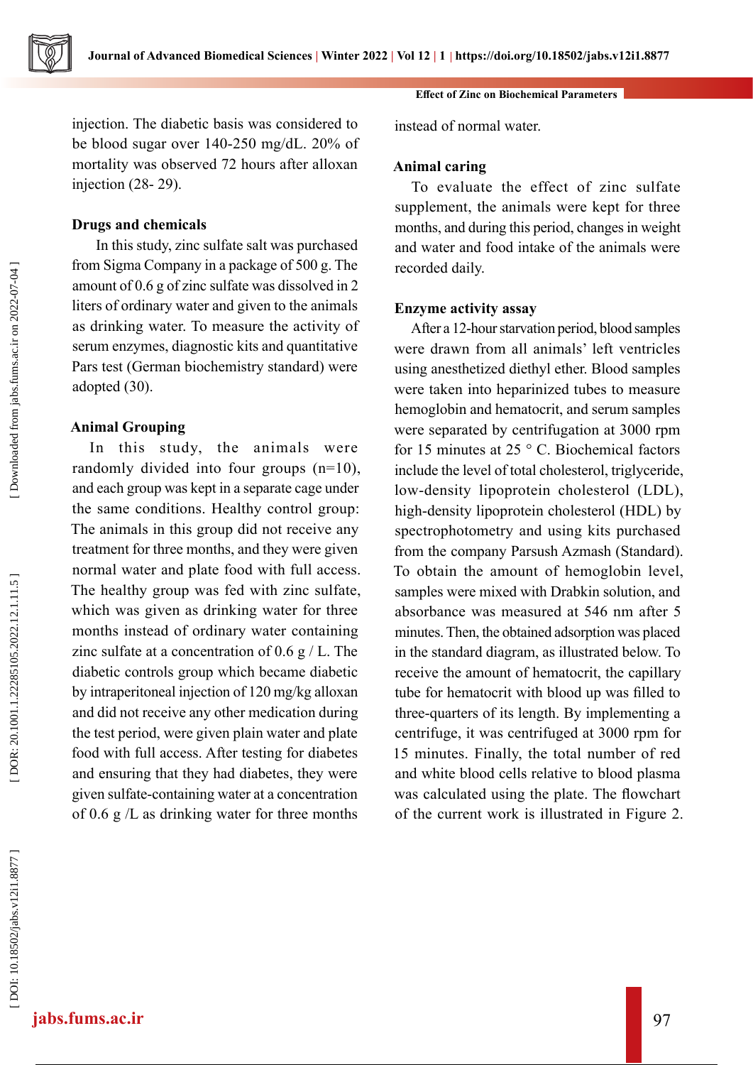injection. The diabetic basis was considered to be blood sugar over 140-250 mg/dL. 20% of mortality was observed 72 hours after alloxan injection (28- 29).

### Drugs and chemicals

In this study, zinc sulfate salt was purchased from Sigma Company in a package of 500 g. The amount of 0.6 g of zinc sulfate was dissolved in 2 liters of ordinary water and given to the animals as drinking water. To measure the activity of serum enzymes, diagnostic kits and quantitative Pars test (German biochemistry standard) were adopted (30).

### Animal Grouping

In this study, the animals were randomly divided into four groups (n=10), and each group was kept in a separate cage under the same conditions. Healthy control group: The animals in this group did not receive any treatment for three months, and they were given normal water and plate food with full access. The healthy group was fed with zinc sulfate, which was given as drinking water for three months instead of ordinary water containing zinc sulfate at a concentration of 0.6 g / L. The diabetic controls group which became diabetic by intraperitoneal injection of 120 mg/kg alloxan and did not receive any other medication during the test period, were given plain water and plate food with full access. After testing for diabetes and ensuring that they had diabetes, they were given sulfate-containing water at a concentration of 0.6 g /L as drinking water for three months instead of normal water.

### Animal caring

To evaluate the effect of zinc sulfate supplement, the animals were kept for three months, and during this period, changes in weight and water and food intake of the animals were recorded daily.

### Enzyme activity assay

After a 12-hour starvation period, blood samples were drawn from all animals' left ventricles using anesthetized diethyl ether. Blood samples were taken into heparinized tubes to measure hemoglobin and hematocrit, and serum samples were separated by centrifugation at 3000 rpm for 15 minutes at 25 ° C. Biochemical factors include the level of total cholesterol, triglyceride, low-density lipoprotein cholesterol (LDL), high-density lipoprotein cholesterol (HDL) by spectrophotometry and using kits purchased from the company Parsush Azmash (Standard). To obtain the amount of hemoglobin level, samples were mixed with Drabkin solution, and absorbance was measured at 546 nm after 5 minutes. Then, the obtained adsorption was placed in the standard diagram, as illustrated below. To receive the amount of hematocrit, the capillary tube for hematocrit with blood up was filled to three-quarters of its length. By implementing a centrifuge, it was centrifuged at 3000 rpm for 15 minutes. Finally, the total number of red and white blood cells relative to blood plasma was calculated using the plate. The flowchart of the current work is illustrated in Figure 2.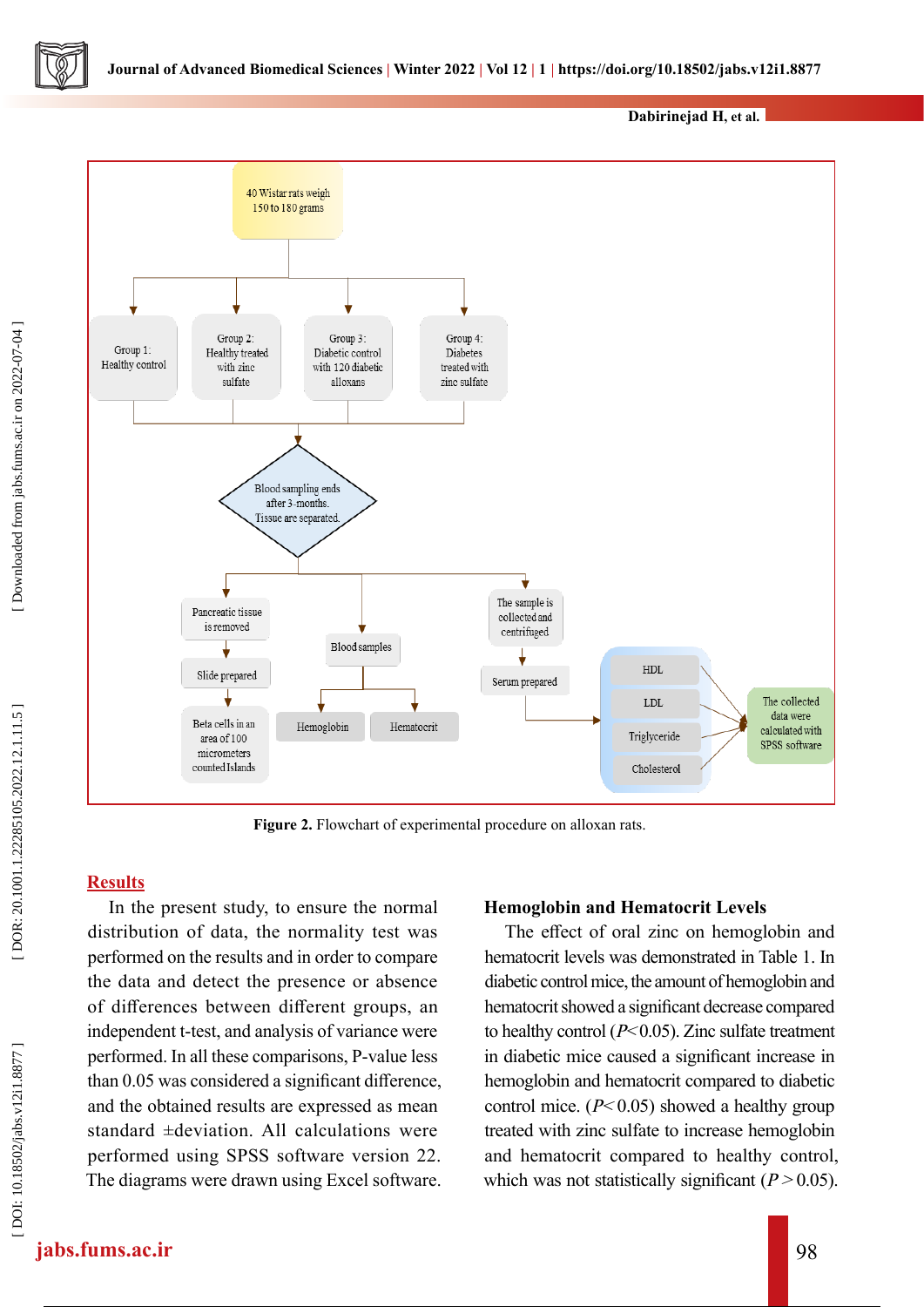40 Wistar rats weigh 150 to 180 grams

Group 1: Healthy control

Group 2: Healthy treated with zinc sulfate

Group 3: Diabetic control with 120 diabetic alloxans

Group 4: Diabetes treated with zinc sulfate

Blood sampling ends after 3-months. Tissue are separated.

Pancreatic tissue is removed

Slide prepared

Beta cells in an area of 100 micrometers counted Islands

Blood samples

Hemoglobin

Hematocrit

The sample is collected and centrifuged

Serum prepared

HDL

LDL

Triglyceride

Cholesterol

The collected data were calculated with SPSS software

**Figure 2.** Flowchart of experimental procedure on alloxan rats.

## Results

In the present study, to ensure the normal distribution of data, the normality test was performed on the results and in order to compare the data and detect the presence or absence of differences between different groups, an independent t-test, and analysis of variance were performed. In all these comparisons, P-value less than 0.05 was considered a significant difference, and the obtained results are expressed as mean standard ±deviation. All calculations were performed using SPSS software version 22. The diagrams were drawn using Excel software.

### Hemoglobin and Hematocrit Levels

The effect of oral zinc on hemoglobin and hematocrit levels was demonstrated in Table 1. In diabetic control mice, the amount of hemoglobin and hematocrit showed a significant decrease compared to healthy control ($P<0.05$). Zinc sulfate treatment in diabetic mice caused a significant increase in hemoglobin and hematocrit compared to diabetic control mice. ($P<0.05$) showed a healthy group treated with zinc sulfate to increase hemoglobin and hematocrit compared to healthy control, which was not statistically significant ($P>0.05$).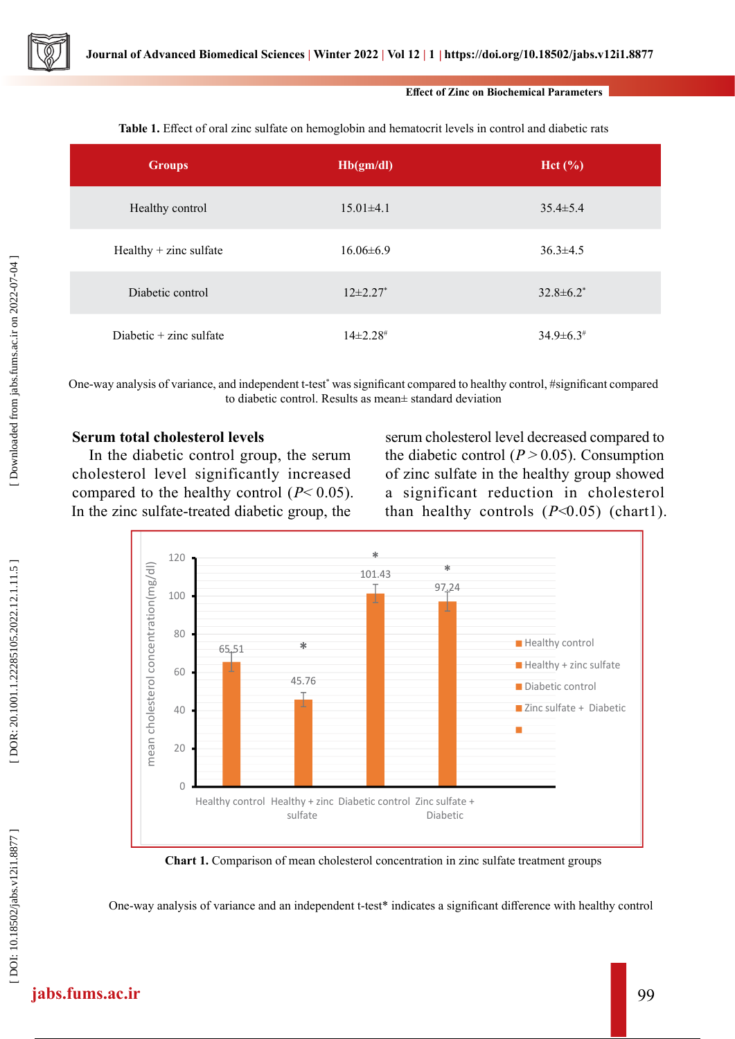**Table 1.** Effect of oral zinc sulfate on hemoglobin and hematocrit levels in control and diabetic rats

| Groups | Hb(gm/dl) | Hct (%) |
|---|---|---|
| Healthy control | 15.01±4.1 | 35.4±5.4 |
| Healthy + zinc sulfate | 16.06±6.9 | 36.3±4.5 |
| Diabetic control | 12±2.27* | 32.8±6.2* |
| Diabetic + zinc sulfate | 14±2.28# | 34.9±6.3# |

One-way analysis of variance, and independent t-test* was significant compared to healthy control, #significant compared to diabetic control. Results as mean± standard deviation

**Serum total cholesterol levels**

In the diabetic control group, the serum cholesterol level significantly increased compared to the healthy control ($P < 0.05$). In the zinc sulfate-treated diabetic group, the serum cholesterol level decreased compared to the diabetic control ($P > 0.05$). Consumption of zinc sulfate in the healthy group showed a significant reduction in cholesterol than healthy controls ($P<0.05$) (chart1).

**Chart 1.** Comparison of mean cholesterol concentration in zinc sulfate treatment groups

One-way analysis of variance and an independent t-test* indicates a significant difference with healthy control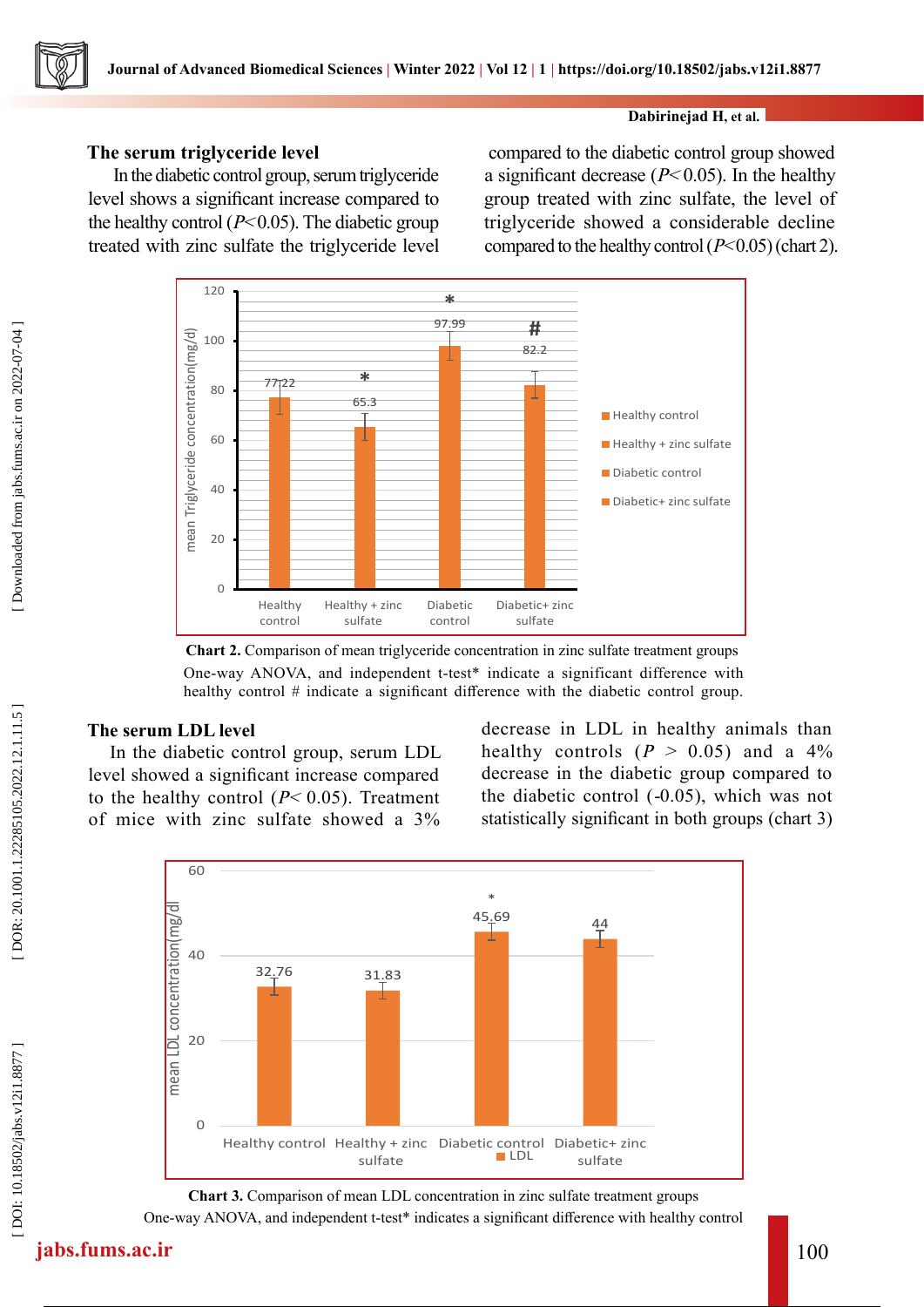### The serum triglyceride level

In the diabetic control group, serum triglyceride level shows a significant increase compared to the healthy control ($P$<0.05). The diabetic group treated with zinc sulfate the triglyceride level compared to the diabetic control group showed a significant decrease ($P$< 0.05). In the healthy group treated with zinc sulfate, the level of triglyceride showed a considerable decline compared to the healthy control ($P$<0.05) (chart 2).

**Chart 2.** Comparison of mean triglyceride concentration in zinc sulfate treatment groups

One-way ANOVA, and independent t-test* indicate a significant difference with healthy control # indicate a significant difference with the diabetic control group.

### The serum LDL level

In the diabetic control group, serum LDL level showed a significant increase compared to the healthy control ($P$< 0.05). Treatment of mice with zinc sulfate showed a 3% decrease in LDL in healthy animals than healthy controls ($P$ > 0.05) and a 4% decrease in the diabetic group compared to the diabetic control (-0.05), which was not statistically significant in both groups (chart 3)

**Chart 3.** Comparison of mean LDL concentration in zinc sulfate treatment groups

One-way ANOVA, and independent t-test* indicates a significant difference with healthy control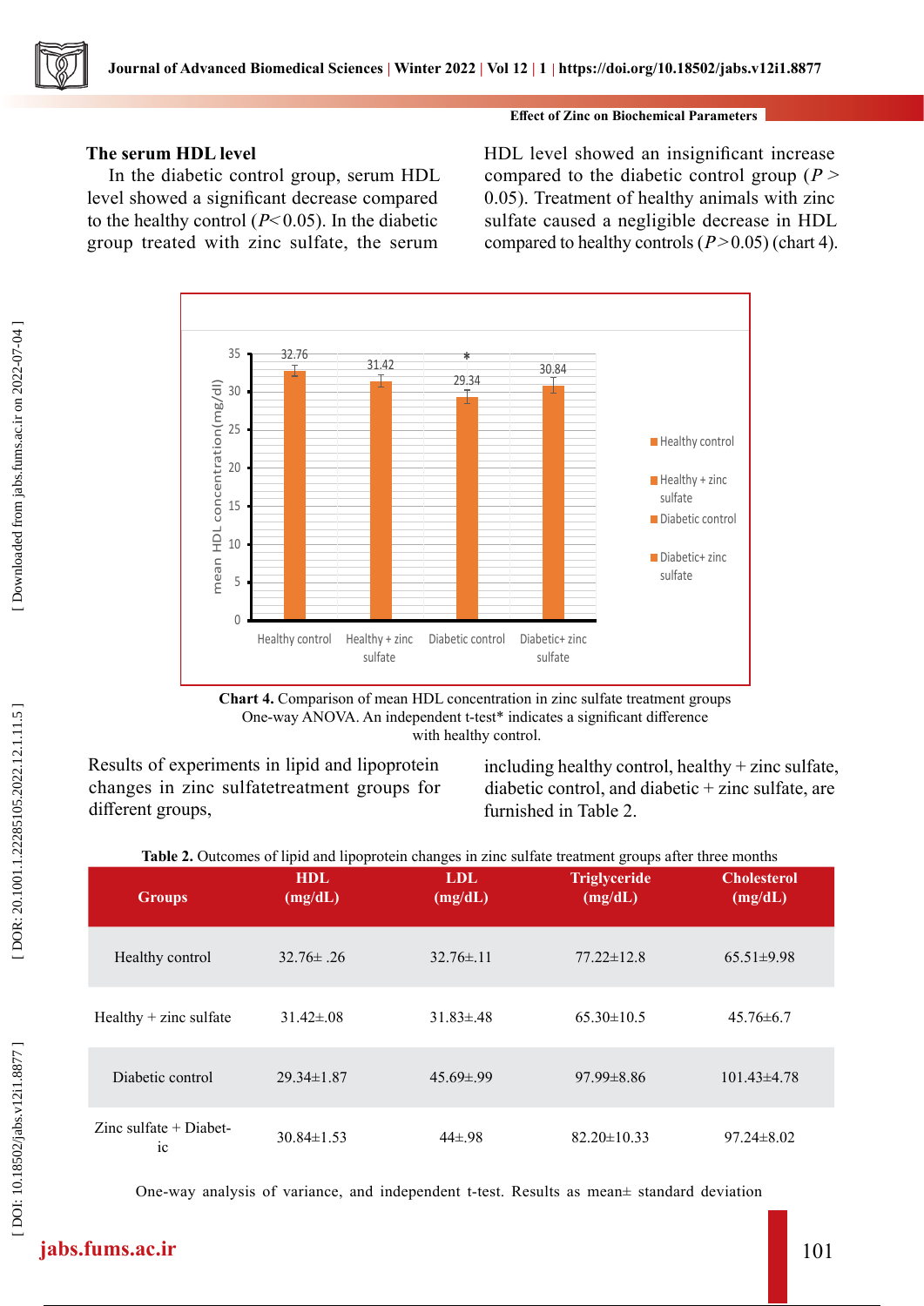### The serum HDL level

In the diabetic control group, serum HDL level showed a significant decrease compared to the healthy control ($P < 0.05$). In the diabetic group treated with zinc sulfate, the serum HDL level showed an insignificant increase compared to the diabetic control group ($P > 0.05$). Treatment of healthy animals with zinc sulfate caused a negligible decrease in HDL compared to healthy controls ($P > 0.05$) (chart 4).

**Chart 4.** Comparison of mean HDL concentration in zinc sulfate treatment groups One-way ANOVA. An independent t-test* indicates a significant difference with healthy control.

Results of experiments in lipid and lipoprotein changes in zinc sulfatetreatment groups for different groups, including healthy control, healthy + zinc sulfate, diabetic control, and diabetic + zinc sulfate, are furnished in Table 2.

**Table 2.** Outcomes of lipid and lipoprotein changes in zinc sulfate treatment groups after three months

| Groups | HDL (mg/dL) | LDL (mg/dL) | Triglyceride (mg/dL) | Cholesterol (mg/dL) |
|---|---|---|---|---|
| Healthy control | 32.76± .26 | 32.76±.11 | 77.22±12.8 | 65.51±9.98 |
| Healthy + zinc sulfate | 31.42±.08 | 31.83±.48 | 65.30±10.5 | 45.76±6.7 |
| Diabetic control | 29.34±1.87 | 45.69±.99 | 97.99±8.86 | 101.43±4.78 |
| Zinc sulfate + Diabetic | 30.84±1.53 | 44±.98 | 82.20±10.33 | 97.24±8.02 |

One-way analysis of variance, and independent t-test. Results as mean± standard deviation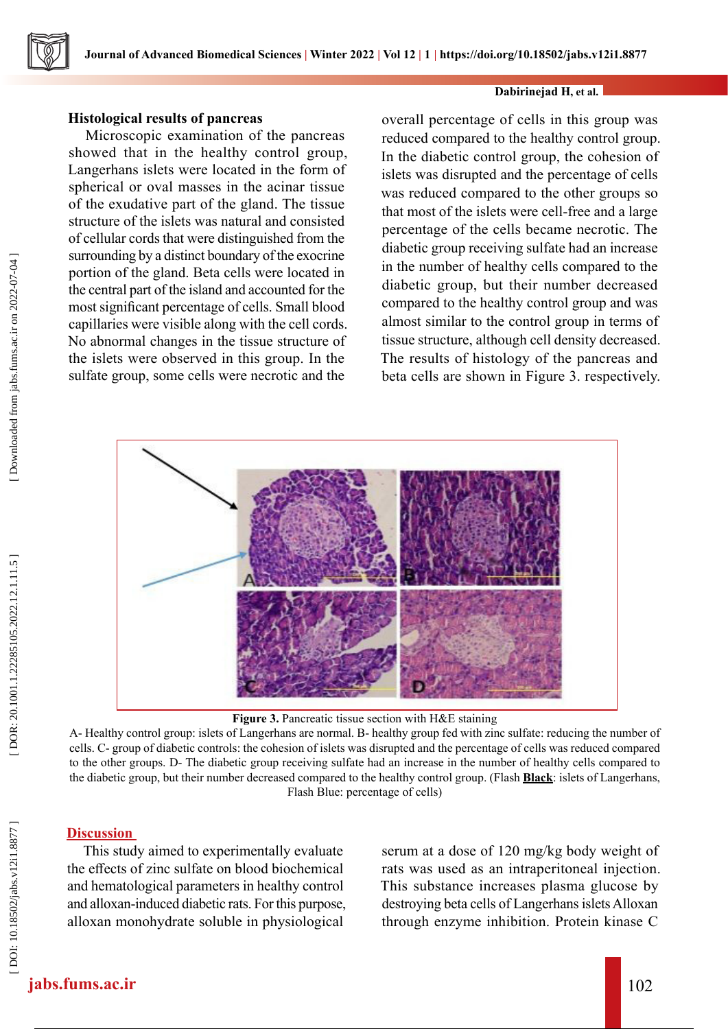### Histological results of pancreas

Microscopic examination of the pancreas showed that in the healthy control group, Langerhans islets were located in the form of spherical or oval masses in the acinar tissue of the exudative part of the gland. The tissue structure of the islets was natural and consisted of cellular cords that were distinguished from the surrounding by a distinct boundary of the exocrine portion of the gland. Beta cells were located in the central part of the island and accounted for the most significant percentage of cells. Small blood capillaries were visible along with the cell cords. No abnormal changes in the tissue structure of the islets were observed in this group. In the sulfate group, some cells were necrotic and the overall percentage of cells in this group was reduced compared to the healthy control group. In the diabetic control group, the cohesion of islets was disrupted and the percentage of cells was reduced compared to the other groups so that most of the islets were cell-free and a large percentage of the cells became necrotic. The diabetic group receiving sulfate had an increase in the number of healthy cells compared to the diabetic group, but their number decreased compared to the healthy control group and was almost similar to the control group in terms of tissue structure, although cell density decreased. The results of histology of the pancreas and beta cells are shown in Figure 3. respectively.

**Figure 3.** Pancreatic tissue section with H&E staining

A- Healthy control group: islets of Langerhans are normal. B- healthy group fed with zinc sulfate: reducing the number of cells. C- group of diabetic controls: the cohesion of islets was disrupted and the percentage of cells was reduced compared to the other groups. D- The diabetic group receiving sulfate had an increase in the number of healthy cells compared to the diabetic group, but their number decreased compared to the healthy control group. (Flash **Black**: islets of Langerhans, Flash Blue: percentage of cells)

## Discussion

This study aimed to experimentally evaluate the effects of zinc sulfate on blood biochemical and hematological parameters in healthy control and alloxan-induced diabetic rats. For this purpose, alloxan monohydrate soluble in physiological serum at a dose of 120 mg/kg body weight of rats was used as an intraperitoneal injection. This substance increases plasma glucose by destroying beta cells of Langerhans islets Alloxan through enzyme inhibition. Protein kinase C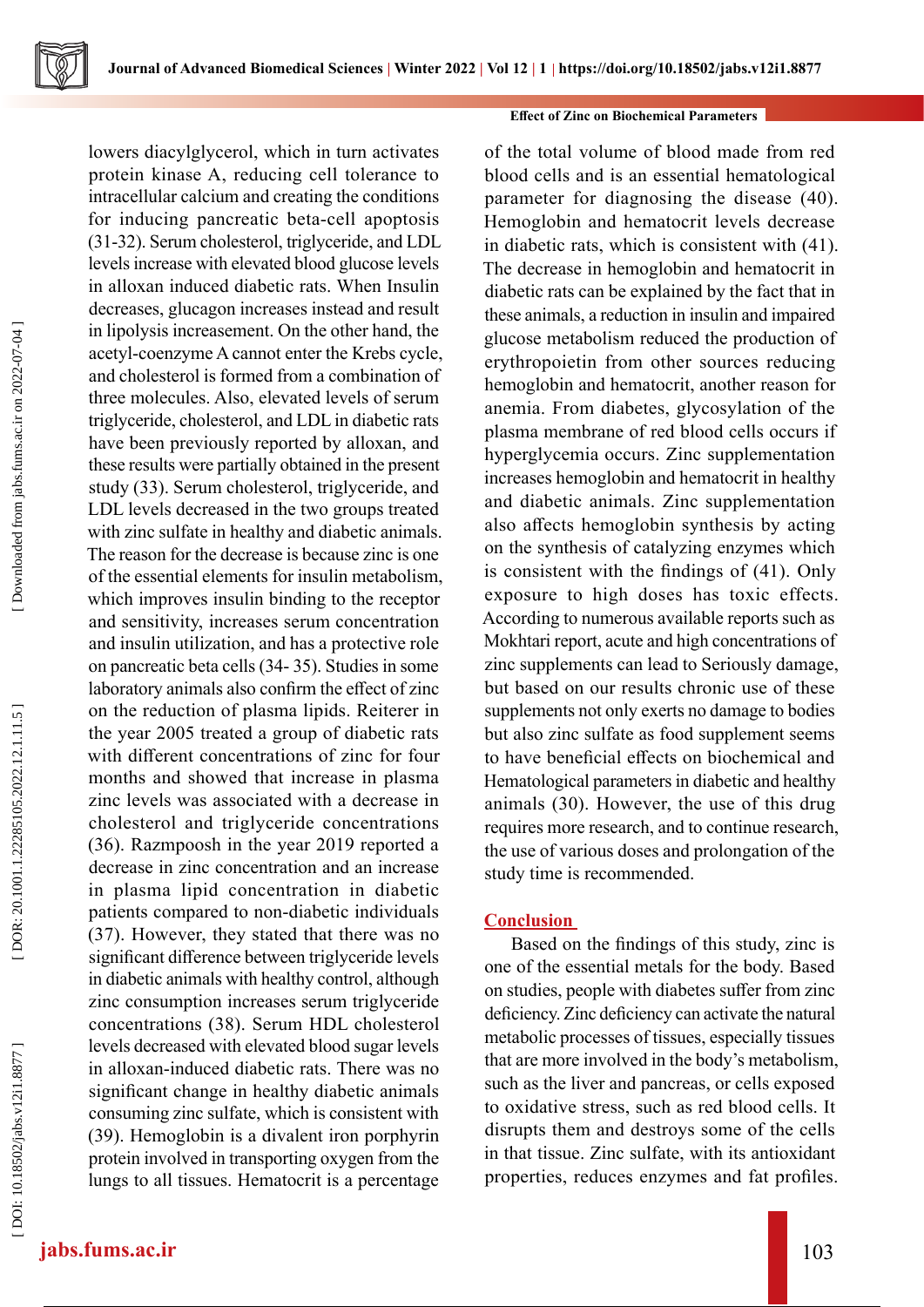lowers diacylglycerol, which in turn activates protein kinase A, reducing cell tolerance to intracellular calcium and creating the conditions for inducing pancreatic beta-cell apoptosis (31-32). Serum cholesterol, triglyceride, and LDL levels increase with elevated blood glucose levels in alloxan induced diabetic rats. When Insulin decreases, glucagon increases instead and result in lipolysis increasement. On the other hand, the acetyl-coenzyme A cannot enter the Krebs cycle, and cholesterol is formed from a combination of three molecules. Also, elevated levels of serum triglyceride, cholesterol, and LDL in diabetic rats have been previously reported by alloxan, and these results were partially obtained in the present study (33). Serum cholesterol, triglyceride, and LDL levels decreased in the two groups treated with zinc sulfate in healthy and diabetic animals. The reason for the decrease is because zinc is one of the essential elements for insulin metabolism, which improves insulin binding to the receptor and sensitivity, increases serum concentration and insulin utilization, and has a protective role on pancreatic beta cells (34- 35). Studies in some laboratory animals also confirm the effect of zinc on the reduction of plasma lipids. Reiterer in the year 2005 treated a group of diabetic rats with different concentrations of zinc for four months and showed that increase in plasma zinc levels was associated with a decrease in cholesterol and triglyceride concentrations (36). Razmpoosh in the year 2019 reported a decrease in zinc concentration and an increase in plasma lipid concentration in diabetic patients compared to non-diabetic individuals (37). However, they stated that there was no significant difference between triglyceride levels in diabetic animals with healthy control, although zinc consumption increases serum triglyceride concentrations (38). Serum HDL cholesterol levels decreased with elevated blood sugar levels in alloxan-induced diabetic rats. There was no significant change in healthy diabetic animals consuming zinc sulfate, which is consistent with (39). Hemoglobin is a divalent iron porphyrin protein involved in transporting oxygen from the lungs to all tissues. Hematocrit is a percentage of the total volume of blood made from red blood cells and is an essential hematological parameter for diagnosing the disease (40). Hemoglobin and hematocrit levels decrease in diabetic rats, which is consistent with (41). The decrease in hemoglobin and hematocrit in diabetic rats can be explained by the fact that in these animals, a reduction in insulin and impaired glucose metabolism reduced the production of erythropoietin from other sources reducing hemoglobin and hematocrit, another reason for anemia. From diabetes, glycosylation of the plasma membrane of red blood cells occurs if hyperglycemia occurs. Zinc supplementation increases hemoglobin and hematocrit in healthy and diabetic animals. Zinc supplementation also affects hemoglobin synthesis by acting on the synthesis of catalyzing enzymes which is consistent with the findings of (41). Only exposure to high doses has toxic effects. According to numerous available reports such as Mokhtari report, acute and high concentrations of zinc supplements can lead to Seriously damage, but based on our results chronic use of these supplements not only exerts no damage to bodies but also zinc sulfate as food supplement seems to have beneficial effects on biochemical and Hematological parameters in diabetic and healthy animals (30). However, the use of this drug requires more research, and to continue research, the use of various doses and prolongation of the study time is recommended.

## Conclusion

Based on the findings of this study, zinc is one of the essential metals for the body. Based on studies, people with diabetes suffer from zinc deficiency. Zinc deficiency can activate the natural metabolic processes of tissues, especially tissues that are more involved in the body's metabolism, such as the liver and pancreas, or cells exposed to oxidative stress, such as red blood cells. It disrupts them and destroys some of the cells in that tissue. Zinc sulfate, with its antioxidant properties, reduces enzymes and fat profiles.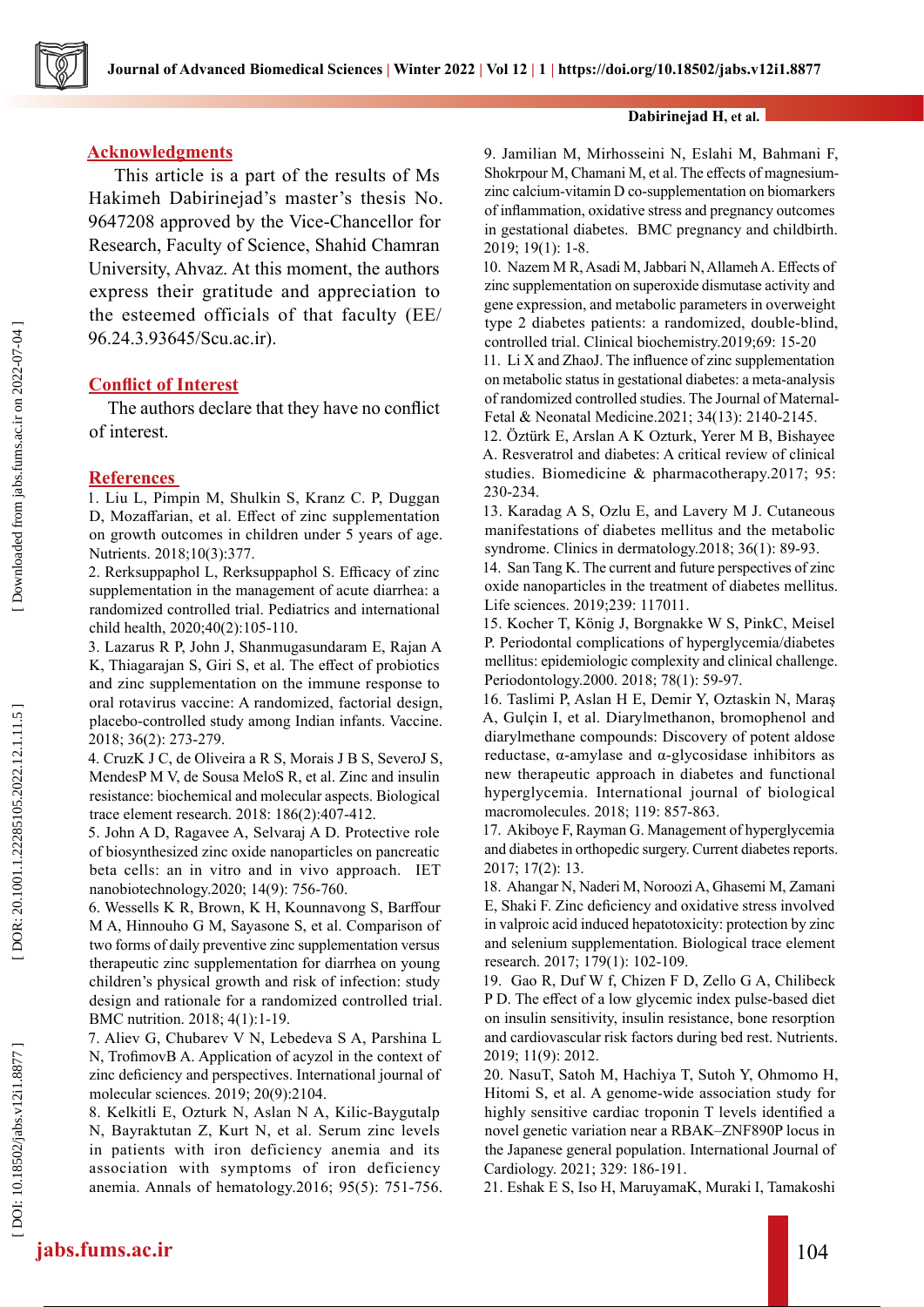## Acknowledgments

This article is a part of the results of Ms Hakimeh Dabirinejad's master's thesis No. 9647208 approved by the Vice-Chancellor for Research, Faculty of Science, Shahid Chamran University, Ahvaz. At this moment, the authors express their gratitude and appreciation to the esteemed officials of that faculty (EE/96.24.3.93645/Scu.ac.ir).

## Conflict of Interest

The authors declare that they have no conflict of interest.

## References

1. Liu L, Pimpin M, Shulkin S, Kranz C. P, Duggan D, Mozaffarian, et al. Effect of zinc supplementation on growth outcomes in children under 5 years of age. Nutrients. 2018;10(3):377.
2. Rerksuppaphol L, Rerksuppaphol S. Efficacy of zinc supplementation in the management of acute diarrhea: a randomized controlled trial. Pediatrics and international child health, 2020;40(2):105-110.
3. Lazarus R P, John J, Shanmugasundaram E, Rajan A K, Thiagarajan S, Giri S, et al. The effect of probiotics and zinc supplementation on the immune response to oral rotavirus vaccine: A randomized, factorial design, placebo-controlled study among Indian infants. Vaccine. 2018; 36(2): 273-279.
4. CruzK J C, de Oliveira a R S, Morais J B S, SeveroJ S, MendesP M V, de Sousa MeloS R, et al. Zinc and insulin resistance: biochemical and molecular aspects. Biological trace element research. 2018: 186(2):407-412.
5. John A D, Ragavee A, Selvaraj A D. Protective role of biosynthesized zinc oxide nanoparticles on pancreatic beta cells: an in vitro and in vivo approach. IET nanobiotechnology.2020; 14(9): 756-760.
6. Wessells K R, Brown, K H, Kounnavong S, Barffour M A, Hinnouho G M, Sayasone S, et al. Comparison of two forms of daily preventive zinc supplementation versus therapeutic zinc supplementation for diarrhea on young children's physical growth and risk of infection: study design and rationale for a randomized controlled trial. BMC nutrition. 2018; 4(1):1-19.
7. Aliev G, Chubarev V N, Lebedeva S A, Parshina L N, TrofimovB A. Application of acyzol in the context of zinc deficiency and perspectives. International journal of molecular sciences. 2019; 20(9):2104.
8. Kelkitli E, Ozturk N, Aslan N A, Kilic-Baygutalp N, Bayraktutan Z, Kurt N, et al. Serum zinc levels in patients with iron deficiency anemia and its association with symptoms of iron deficiency anemia. Annals of hematology.2016; 95(5): 751-756.
9. Jamilian M, Mirhosseini N, Eslahi M, Bahmani F, Shokrpour M, Chamani M, et al. The effects of magnesium-zinc calcium-vitamin D co-supplementation on biomarkers of inflammation, oxidative stress and pregnancy outcomes in gestational diabetes. BMC pregnancy and childbirth. 2019; 19(1): 1-8.
10. Nazem M R, Asadi M, Jabbari N, Allameh A. Effects of zinc supplementation on superoxide dismutase activity and gene expression, and metabolic parameters in overweight type 2 diabetes patients: a randomized, double-blind, controlled trial. Clinical biochemistry.2019;69: 15-20
11. Li X and ZhaoJ. The influence of zinc supplementation on metabolic status in gestational diabetes: a meta-analysis of randomized controlled studies. The Journal of Maternal-Fetal & Neonatal Medicine.2021; 34(13): 2140-2145.
12. Öztürk E, Arslan A K Ozturk, Yerer M B, Bishayee A. Resveratrol and diabetes: A critical review of clinical studies. Biomedicine & pharmacotherapy.2017; 95: 230-234.
13. Karadag A S, Ozlu E, and Lavery M J. Cutaneous manifestations of diabetes mellitus and the metabolic syndrome. Clinics in dermatology.2018; 36(1): 89-93.
14. San Tang K. The current and future perspectives of zinc oxide nanoparticles in the treatment of diabetes mellitus. Life sciences. 2019;239: 117011.
15. Kocher T, König J, Borgnakke W S, PinkC, Meisel P. Periodontal complications of hyperglycemia/diabetes mellitus: epidemiologic complexity and clinical challenge. Periodontology.2000. 2018; 78(1): 59-97.
16. Taslimi P, Aslan H E, Demir Y, Oztaskin N, Maraş A, Gulçin I, et al. Diarylmethanon, bromophenol and diarylmethane compounds: Discovery of potent aldose reductase, α-amylase and α-glycosidase inhibitors as new therapeutic approach in diabetes and functional hyperglycemia. International journal of biological macromolecules. 2018; 119: 857-863.
17. Akiboye F, Rayman G. Management of hyperglycemia and diabetes in orthopedic surgery. Current diabetes reports. 2017; 17(2): 13.
18. Ahangar N, Naderi M, Noroozi A, Ghasemi M, Zamani E, Shaki F. Zinc deficiency and oxidative stress involved in valproic acid induced hepatotoxicity: protection by zinc and selenium supplementation. Biological trace element research. 2017; 179(1): 102-109.
19. Gao R, Duf W f, Chizen F D, Zello G A, Chilibeck P D. The effect of a low glycemic index pulse-based diet on insulin sensitivity, insulin resistance, bone resorption and cardiovascular risk factors during bed rest. Nutrients. 2019; 11(9): 2012.
20. NasuT, Satoh M, Hachiya T, Sutoh Y, Ohmomo H, Hitomi S, et al. A genome-wide association study for highly sensitive cardiac troponin T levels identified a novel genetic variation near a RBAK–ZNF890P locus in the Japanese general population. International Journal of Cardiology. 2021; 329: 186-191.
21. Eshak E S, Iso H, MaruyamaK, Muraki I, Tamakoshi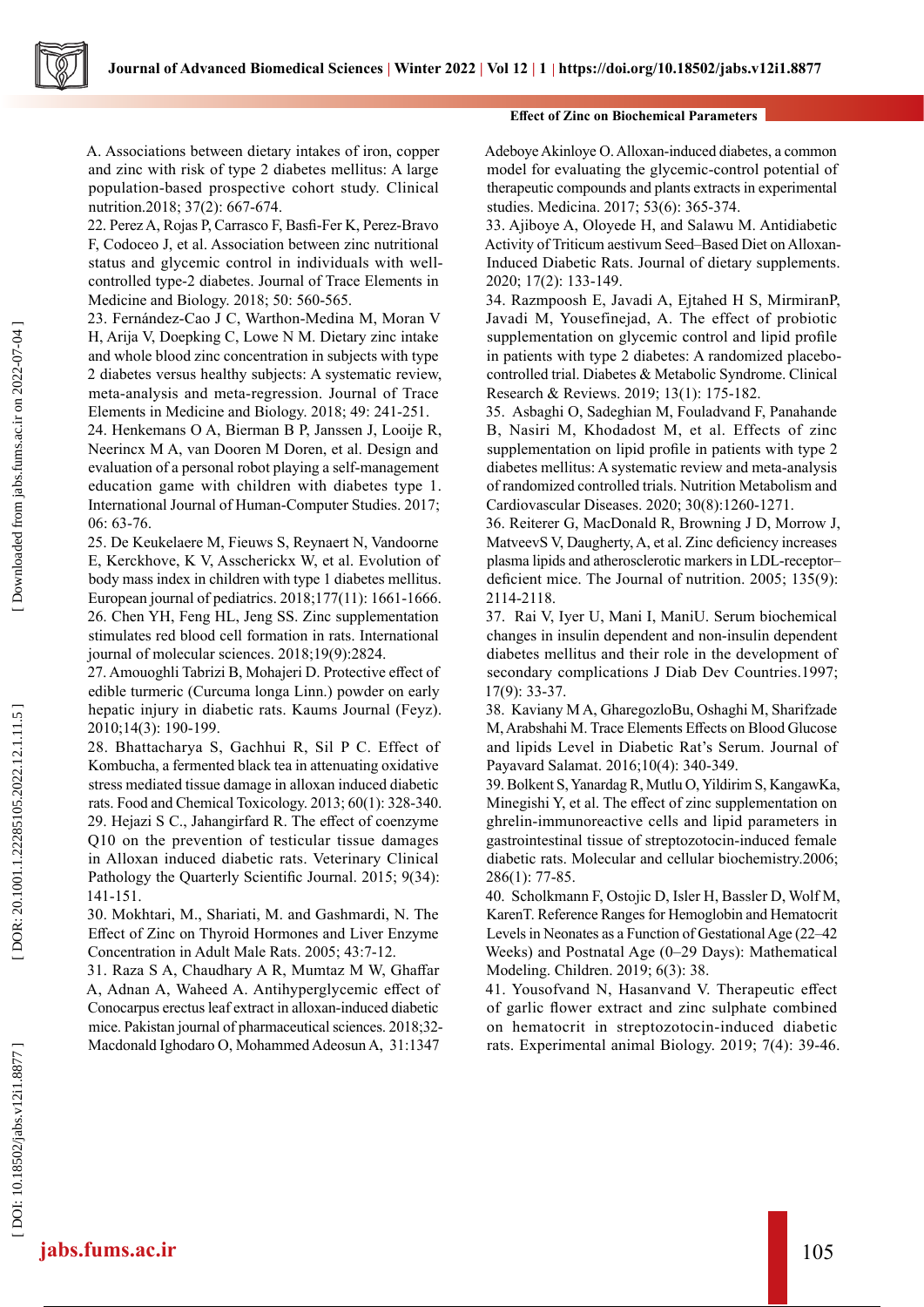A. Associations between dietary intakes of iron, copper and zinc with risk of type 2 diabetes mellitus: A large population-based prospective cohort study. Clinical nutrition.2018; 37(2): 667-674.

22. Perez A, Rojas P, Carrasco F, Basfi-Fer K, Perez-Bravo F, Codoceo J, et al. Association between zinc nutritional status and glycemic control in individuals with well-controlled type-2 diabetes. Journal of Trace Elements in Medicine and Biology. 2018; 50: 560-565.

23. Fernández-Cao J C, Warthon-Medina M, Moran V H, Arija V, Doepking C, Lowe N M. Dietary zinc intake and whole blood zinc concentration in subjects with type 2 diabetes versus healthy subjects: A systematic review, meta-analysis and meta-regression. Journal of Trace Elements in Medicine and Biology. 2018; 49: 241-251.

24. Henkemans O A, Bierman B P, Janssen J, Looije R, Neerincx M A, van Dooren M Doren, et al. Design and evaluation of a personal robot playing a self-management education game with children with diabetes type 1. International Journal of Human-Computer Studies. 2017; 06: 63-76.

25. De Keukelaere M, Fieuws S, Reynaert N, Vandoorne E, Kerckhove, K V, Asscherickx W, et al. Evolution of body mass index in children with type 1 diabetes mellitus. European journal of pediatrics. 2018;177(11): 1661-1666.

26. Chen YH, Feng HL, Jeng SS. Zinc supplementation stimulates red blood cell formation in rats. International journal of molecular sciences. 2018;19(9):2824.

27. Amouoghli Tabrizi B, Mohajeri D. Protective effect of edible turmeric (Curcuma longa Linn.) powder on early hepatic injury in diabetic rats. Kaums Journal (Feyz). 2010;14(3): 190-199.

28. Bhattacharya S, Gachhui R, Sil P C. Effect of Kombucha, a fermented black tea in attenuating oxidative stress mediated tissue damage in alloxan induced diabetic rats. Food and Chemical Toxicology. 2013; 60(1): 328-340.

29. Hejazi S C., Jahangirfard R. The effect of coenzyme Q10 on the prevention of testicular tissue damages in Alloxan induced diabetic rats. Veterinary Clinical Pathology the Quarterly Scientific Journal. 2015; 9(34): 141-151.

30. Mokhtari, M., Shariati, M. and Gashmardi, N. The Effect of Zinc on Thyroid Hormones and Liver Enzyme Concentration in Adult Male Rats. 2005; 43:7-12.

31. Raza S A, Chaudhary A R, Mumtaz M W, Ghaffar A, Adnan A, Waheed A. Antihyperglycemic effect of Conocarpus erectus leaf extract in alloxan-induced diabetic mice. Pakistan journal of pharmaceutical sciences. 2018;32-Macdonald Ighodaro O, Mohammed Adeosun A, 31:1347 Adeboye Akinloye O. Alloxan-induced diabetes, a common model for evaluating the glycemic-control potential of therapeutic compounds and plants extracts in experimental studies. Medicina. 2017; 53(6): 365-374.

33. Ajiboye A, Oloyede H, and Salawu M. Antidiabetic Activity of Triticum aestivum Seed–Based Diet on Alloxan-Induced Diabetic Rats. Journal of dietary supplements. 2020; 17(2): 133-149.

34. Razmpoosh E, Javadi A, Ejtahed H S, MirmiranP, Javadi M, Yousefinejad, A. The effect of probiotic supplementation on glycemic control and lipid profile in patients with type 2 diabetes: A randomized placebo-controlled trial. Diabetes & Metabolic Syndrome. Clinical Research & Reviews. 2019; 13(1): 175-182.

35. Asbaghi O, Sadeghian M, Fouladvand F, Panahande B, Nasiri M, Khodadost M, et al. Effects of zinc supplementation on lipid profile in patients with type 2 diabetes mellitus: A systematic review and meta-analysis of randomized controlled trials. Nutrition Metabolism and Cardiovascular Diseases. 2020; 30(8):1260-1271.

36. Reiterer G, MacDonald R, Browning J D, Morrow J, MatveevS V, Daugherty, A, et al. Zinc deficiency increases plasma lipids and atherosclerotic markers in LDL-receptor–deficient mice. The Journal of nutrition. 2005; 135(9): 2114-2118.

37. Rai V, Iyer U, Mani I, ManiU. Serum biochemical changes in insulin dependent and non-insulin dependent diabetes mellitus and their role in the development of secondary complications J Diab Dev Countries.1997; 17(9): 33-37.

38. Kaviany M A, GharegozloBu, Oshaghi M, Sharifzade M, Arabshahi M. Trace Elements Effects on Blood Glucose and lipids Level in Diabetic Rat's Serum. Journal of Payavard Salamat. 2016;10(4): 340-349.

39. Bolkent S, Yanardag R, Mutlu O, Yildirim S, KangawKa, Minegishi Y, et al. The effect of zinc supplementation on ghrelin-immunoreactive cells and lipid parameters in gastrointestinal tissue of streptozotocin-induced female diabetic rats. Molecular and cellular biochemistry.2006; 286(1): 77-85.

40. Scholkmann F, Ostojic D, Isler H, Bassler D, Wolf M, KarenT. Reference Ranges for Hemoglobin and Hematocrit Levels in Neonates as a Function of Gestational Age (22–42 Weeks) and Postnatal Age (0–29 Days): Mathematical Modeling. Children. 2019; 6(3): 38.

41. Yousofvand N, Hasanvand V. Therapeutic effect of garlic flower extract and zinc sulphate combined on hematocrit in streptozotocin-induced diabetic rats. Experimental animal Biology. 2019; 7(4): 39-46.